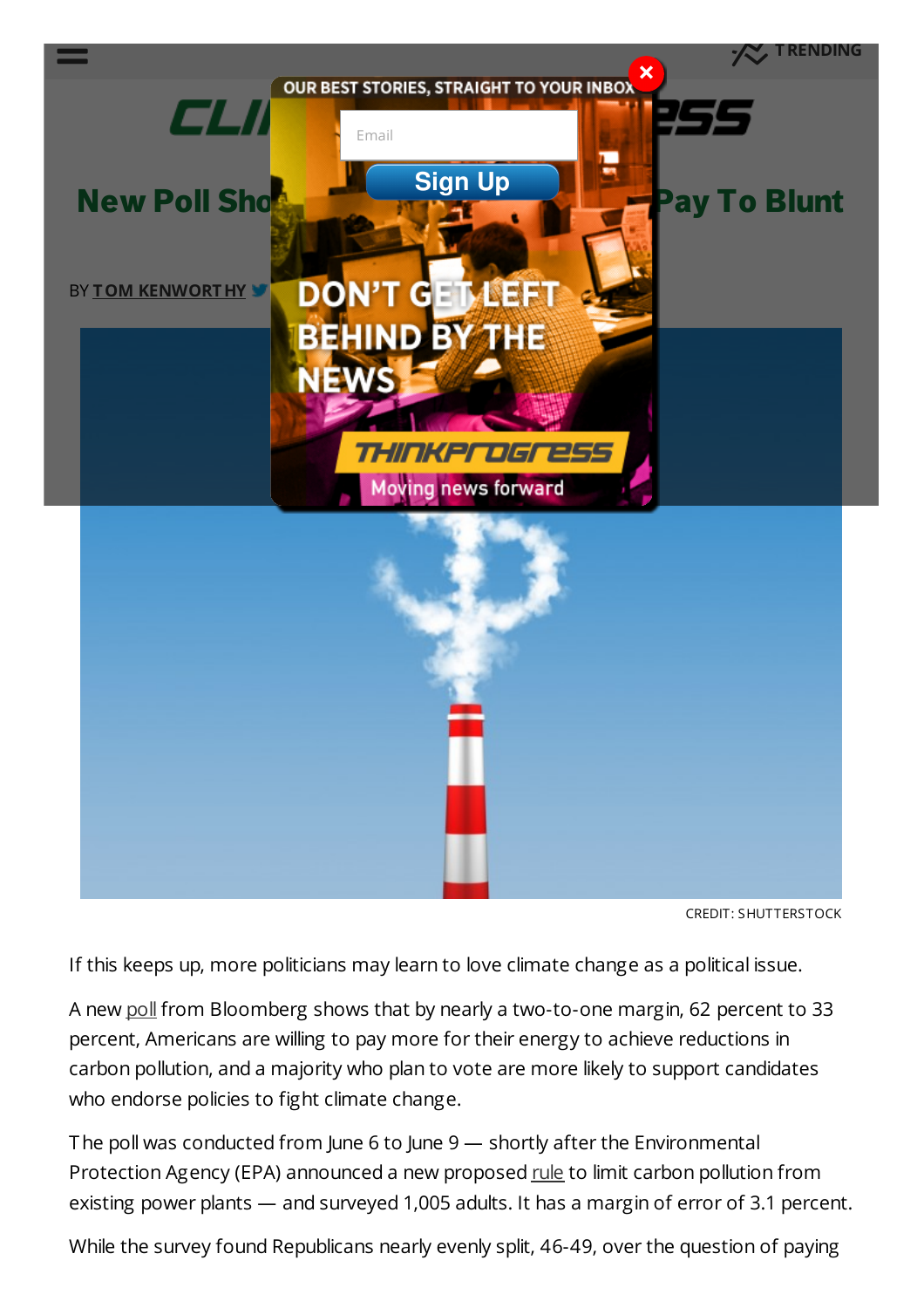# New Poll Sho... Pay To Blunt

BY TOM KENWORTHY

CREDIT: SHUTTERSTOCK

If this keeps up, more politicians may learn to love climate change as a political issue.

A new poll from Bloomberg shows that by nearly a two-to-one margin, 62 percent to 33 percent, Americans are willing to pay more for their energy to achieve reductions in carbon pollution, and a majority who plan to vote are more likely to support candidates who endorse policies to fight climate change.

The poll was conducted from June 6 to June 9 — shortly after the Environmental Protection Agency (EPA) announced a new proposed rule to limit carbon pollution from existing power plants — and surveyed 1,005 adults. It has a margin of error of 3.1 percent.

While the survey found Republicans nearly evenly split, 46-49, over the question of paying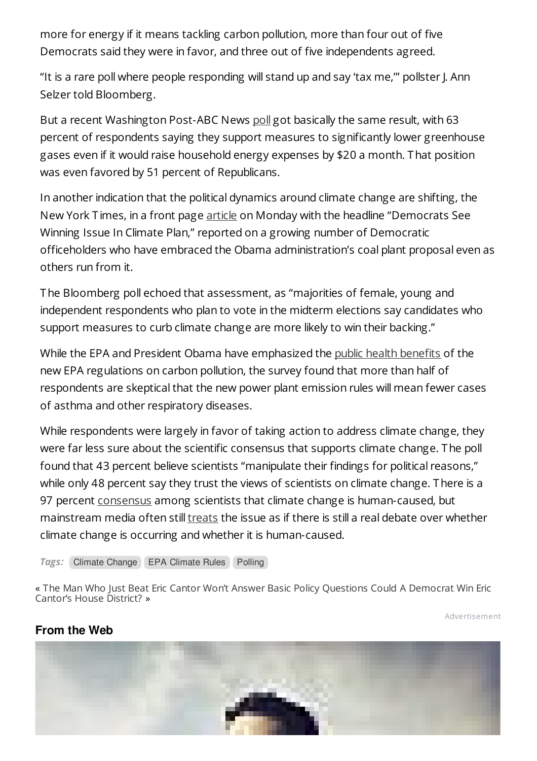more for energy if it means tackling carbon pollution, more than four out of five Democrats said they were in favor, and three out of five independents agreed.

"It is a rare poll where people responding will stand up and say 'tax me,'" pollster J. Ann Selzer told Bloomberg.

But a recent Washington Post-ABC News poll got basically the same result, with 63 percent of respondents saying they support measures to significantly lower greenhouse gases even if it would raise household energy expenses by $20 a month. That position was even favored by 51 percent of Republicans.

In another indication that the political dynamics around climate change are shifting, the New York Times, in a front page article on Monday with the headline "Democrats See Winning Issue In Climate Plan," reported on a growing number of Democratic officeholders who have embraced the Obama administration's coal plant proposal even as others run from it.

The Bloomberg poll echoed that assessment, as "majorities of female, young and independent respondents who plan to vote in the midterm elections say candidates who support measures to curb climate change are more likely to win their backing."

While the EPA and President Obama have emphasized the public health benefits of the new EPA regulations on carbon pollution, the survey found that more than half of respondents are skeptical that the new power plant emission rules will mean fewer cases of asthma and other respiratory diseases.

While respondents were largely in favor of taking action to address climate change, they were far less sure about the scientific consensus that supports climate change. The poll found that 43 percent believe scientists "manipulate their findings for political reasons," while only 48 percent say they trust the views of scientists on climate change. There is a 97 percent consensus among scientists that climate change is human-caused, but mainstream media often still treats the issue as if there is still a real debate over whether climate change is occurring and whether it is human-caused.

*Tags:* Climate Change | EPA Climate Rules | Polling

« The Man Who Just Beat Eric Cantor Won't Answer Basic Policy Questions Could A Democrat Win Eric Cantor's House District? »

Advertisement

**From the Web**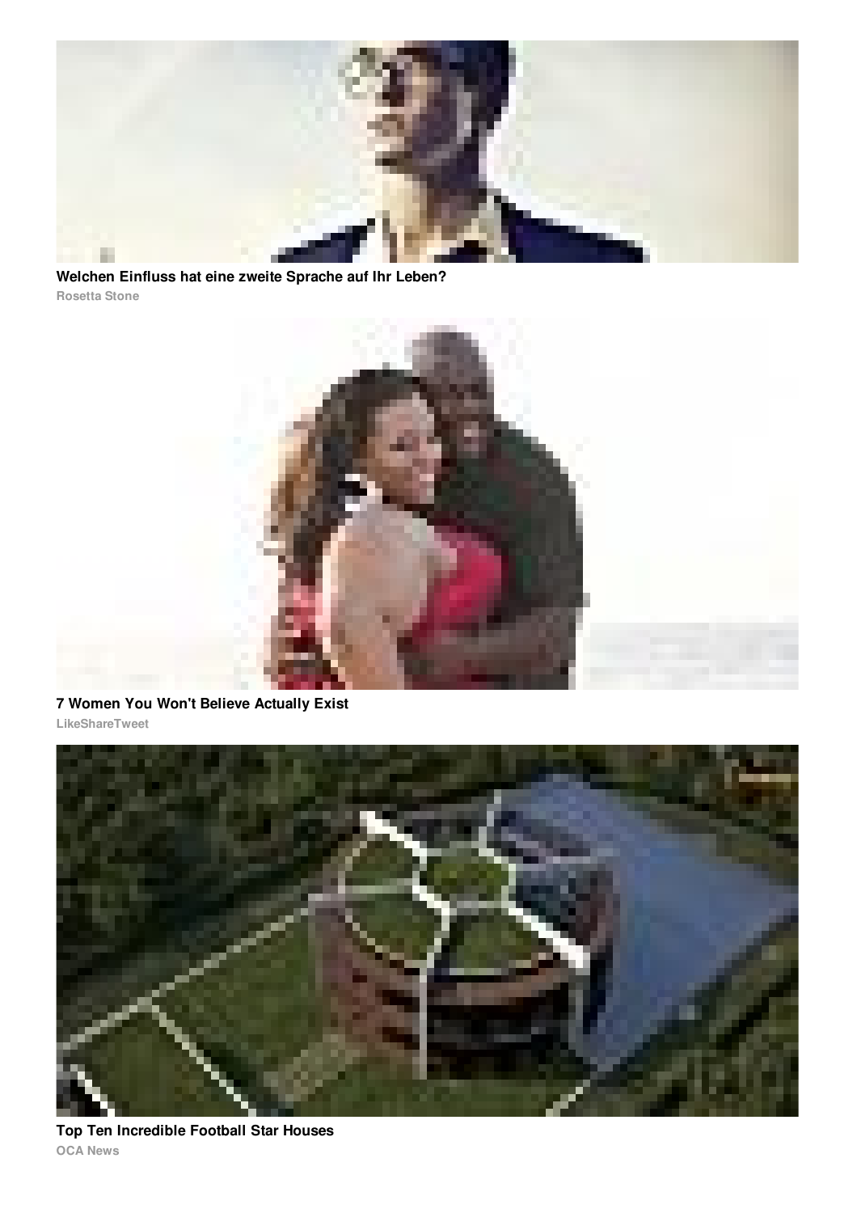**Welchen Einfluss hat eine zweite Sprache auf Ihr Leben?**
Rosetta Stone

**7 Women You Won't Believe Actually Exist**
LikeShareTweet

**Top Ten Incredible Football Star Houses**
OCA News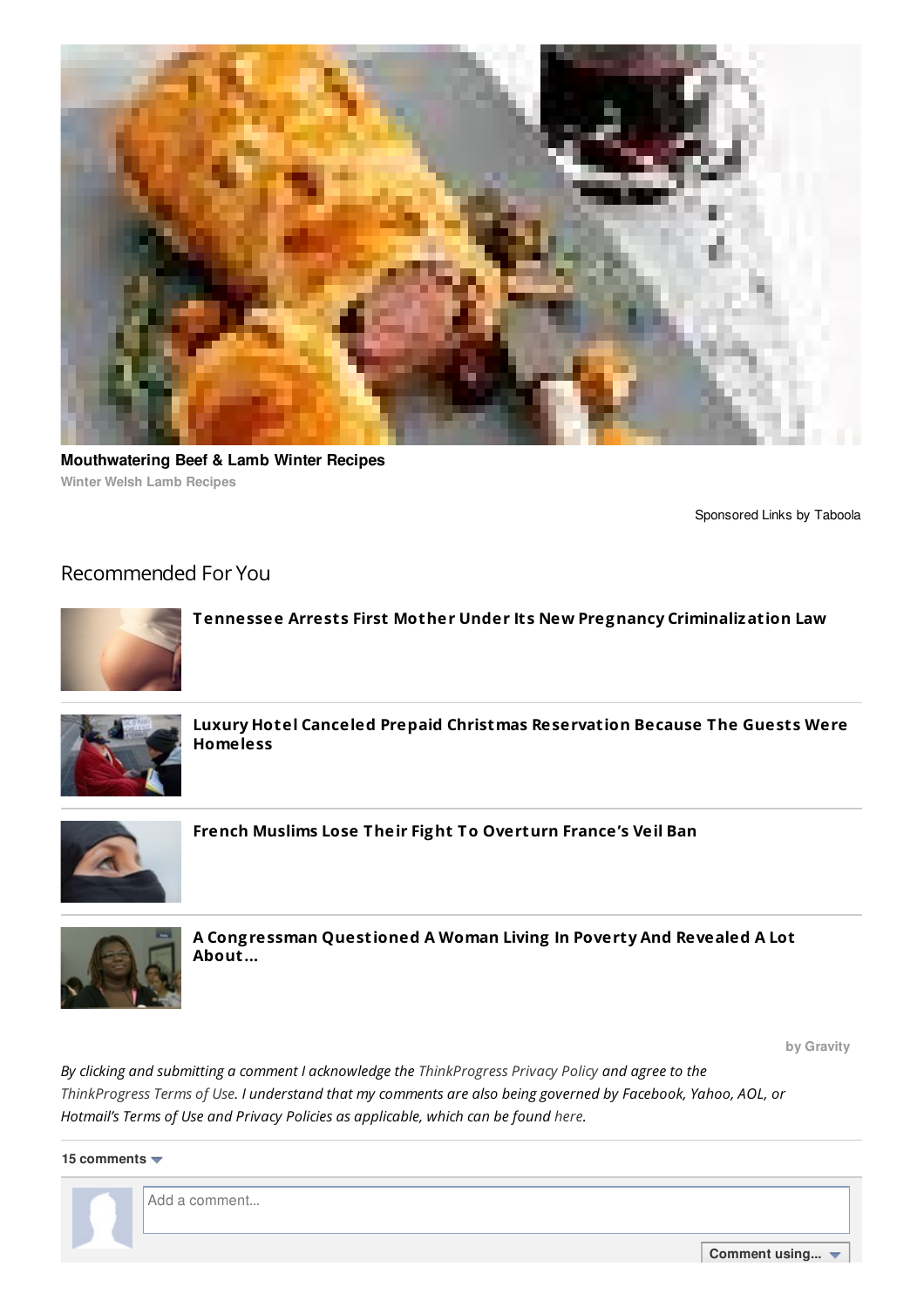**Mouthwatering Beef & Lamb Winter Recipes**

Winter Welsh Lamb Recipes

Sponsored Links by Taboola

## Recommended For You

**Tennessee Arrests First Mother Under Its New Pregnancy Criminalization Law**

**Luxury Hotel Canceled Prepaid Christmas Reservation Because The Guests Were Homeless**

**French Muslims Lose Their Fight To Overturn France's Veil Ban**

**A Congressman Questioned A Woman Living In Poverty And Revealed A Lot About...**

by Gravity

*By clicking and submitting a comment I acknowledge the ThinkProgress Privacy Policy and agree to the ThinkProgress Terms of Use. I understand that my comments are also being governed by Facebook, Yahoo, AOL, or Hotmail's Terms of Use and Privacy Policies as applicable, which can be found here.*

**15 comments**

Add a comment...

**Comment using...**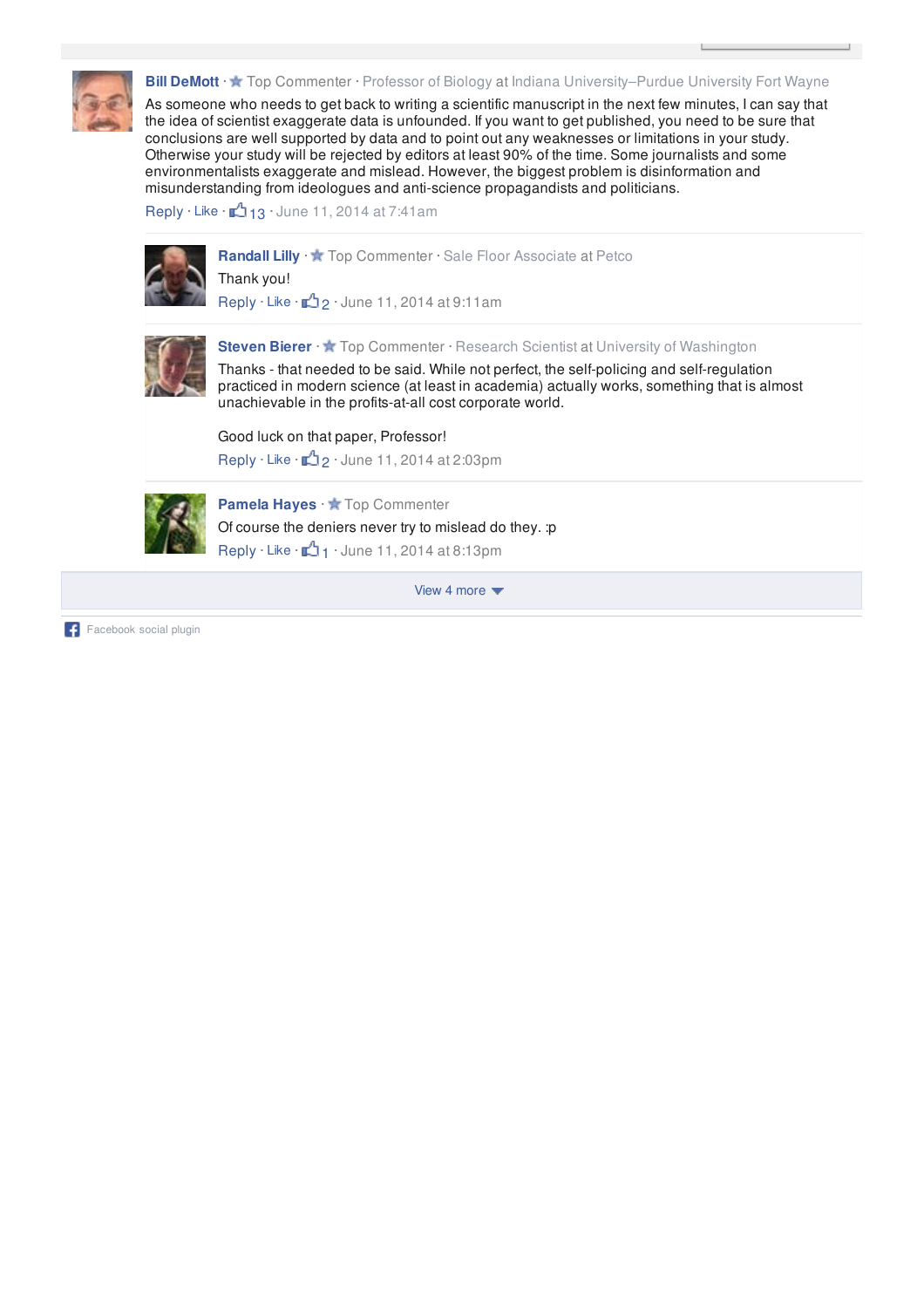**Bill DeMott** · Top Commenter · Professor of Biology at Indiana University–Purdue University Fort Wayne

As someone who needs to get back to writing a scientific manuscript in the next few minutes, I can say that the idea of scientist exaggerate data is unfounded. If you want to get published, you need to be sure that conclusions are well supported by data and to point out any weaknesses or limitations in your study. Otherwise your study will be rejected by editors at least 90% of the time. Some journalists and some environmentalists exaggerate and mislead. However, the biggest problem is disinformation and misunderstanding from ideologues and anti-science propagandists and politicians.

Reply · Like · 13 · June 11, 2014 at 7:41am

> **Randall Lilly** · Top Commenter · Sale Floor Associate at Petco
>
> Thank you!
>
> Reply · Like · 2 · June 11, 2014 at 9:11am

> **Steven Bierer** · Top Commenter · Research Scientist at University of Washington
>
> Thanks - that needed to be said. While not perfect, the self-policing and self-regulation practiced in modern science (at least in academia) actually works, something that is almost unachievable in the profits-at-all cost corporate world.
>
> Good luck on that paper, Professor!
>
> Reply · Like · 2 · June 11, 2014 at 2:03pm

> **Pamela Hayes** · Top Commenter
>
> Of course the deniers never try to mislead do they. :p
>
> Reply · Like · 1 · June 11, 2014 at 8:13pm

View 4 more

Facebook social plugin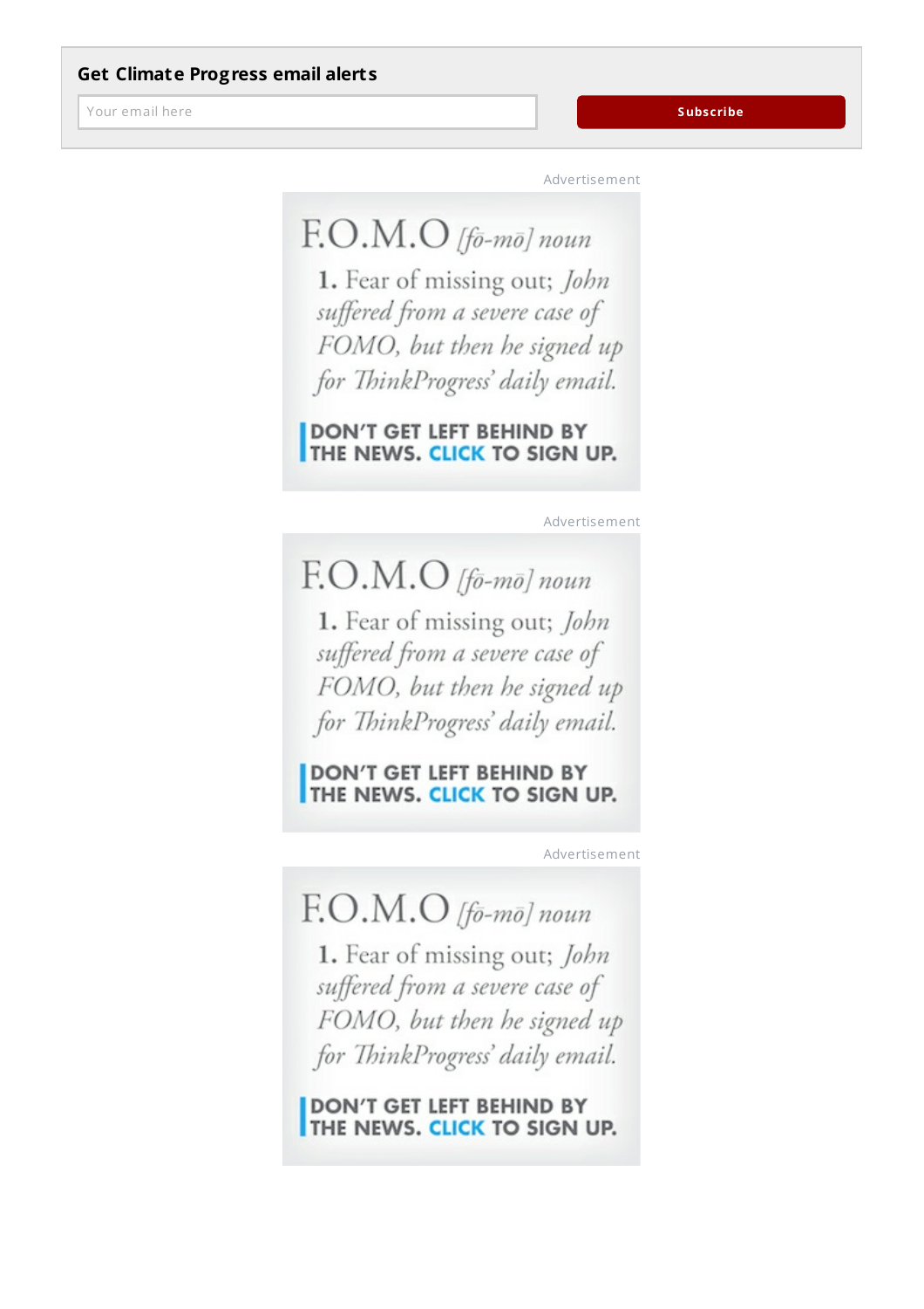**Get Climate Progress email alerts**

Your email here

Subscribe

Advertisement

F.O.M.O *[fō-mō] noun*

1. Fear of missing out; *John suffered from a severe case of FOMO, but then he signed up for ThinkProgress' daily email.*

DON'T GET LEFT BEHIND BY THE NEWS. CLICK TO SIGN UP.

Advertisement

F.O.M.O *[fō-mō] noun*

1. Fear of missing out; *John suffered from a severe case of FOMO, but then he signed up for ThinkProgress' daily email.*

DON'T GET LEFT BEHIND BY THE NEWS. CLICK TO SIGN UP.

Advertisement

F.O.M.O *[fō-mō] noun*

1. Fear of missing out; *John suffered from a severe case of FOMO, but then he signed up for ThinkProgress' daily email.*

DON'T GET LEFT BEHIND BY THE NEWS. CLICK TO SIGN UP.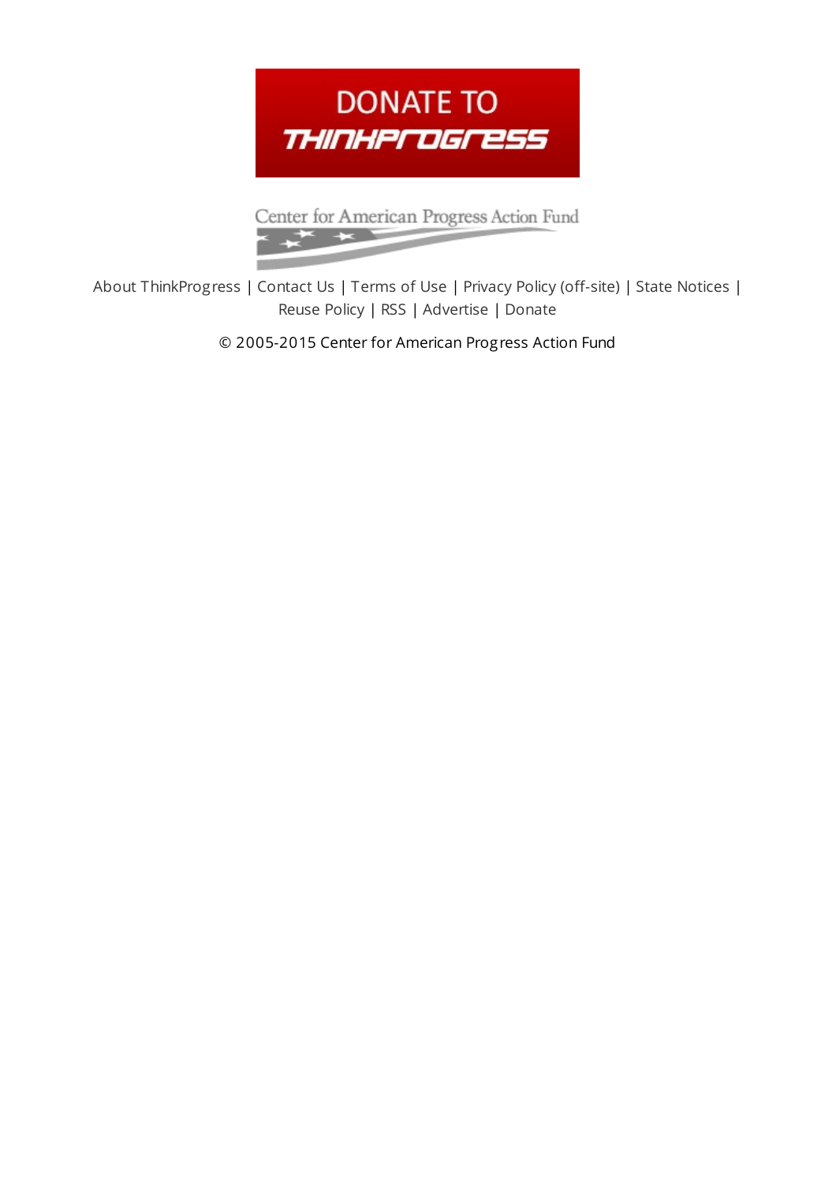DONATE TO THINKPROGRESS

Center for American Progress Action Fund

About ThinkProgress | Contact Us | Terms of Use | Privacy Policy (off-site) | State Notices | Reuse Policy | RSS | Advertise | Donate

© 2005-2015 Center for American Progress Action Fund